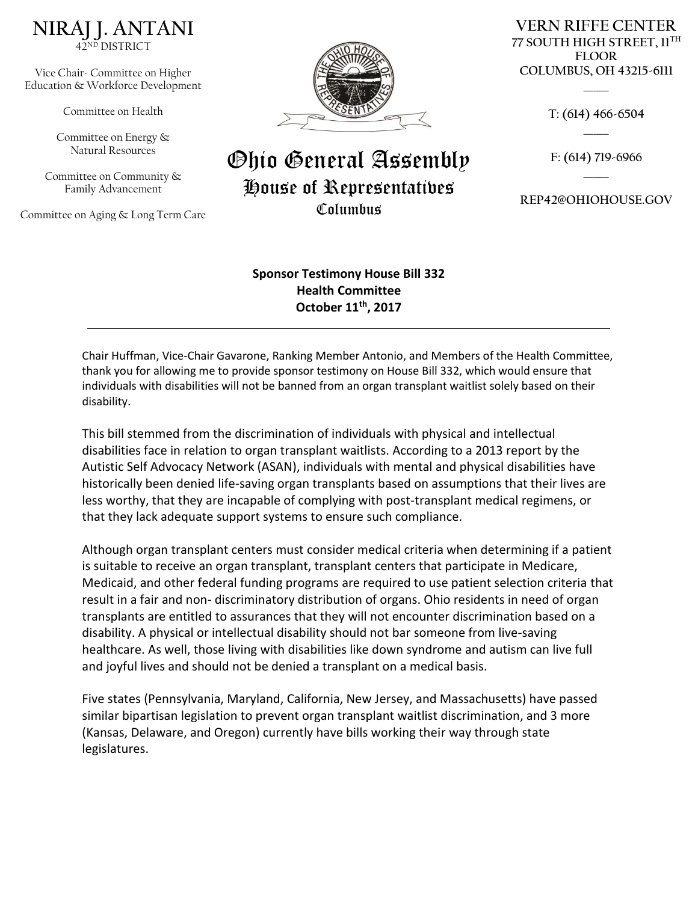**NIRAJ J. ANTANI**
42ND DISTRICT

Vice Chair- Committee on Higher Education & Workforce Development

Committee on Health

Committee on Energy & Natural Resources

Committee on Community & Family Advancement

Committee on Aging & Long Term Care

**Ohio General Assembly**
**House of Representatives**
**Columbus**

**VERN RIFFE CENTER**
**77 SOUTH HIGH STREET, 11TH FLOOR**
**COLUMBUS, OH 43215-6111**

T: (614) 466-6504

F: (614) 719-6966

REP42@OHIOHOUSE.GOV

**Sponsor Testimony House Bill 332**
**Health Committee**
**October 11th, 2017**

---

Chair Huffman, Vice-Chair Gavarone, Ranking Member Antonio, and Members of the Health Committee, thank you for allowing me to provide sponsor testimony on House Bill 332, which would ensure that individuals with disabilities will not be banned from an organ transplant waitlist solely based on their disability.

This bill stemmed from the discrimination of individuals with physical and intellectual disabilities face in relation to organ transplant waitlists. According to a 2013 report by the Autistic Self Advocacy Network (ASAN), individuals with mental and physical disabilities have historically been denied life-saving organ transplants based on assumptions that their lives are less worthy, that they are incapable of complying with post-transplant medical regimens, or that they lack adequate support systems to ensure such compliance.

Although organ transplant centers must consider medical criteria when determining if a patient is suitable to receive an organ transplant, transplant centers that participate in Medicare, Medicaid, and other federal funding programs are required to use patient selection criteria that result in a fair and non- discriminatory distribution of organs. Ohio residents in need of organ transplants are entitled to assurances that they will not encounter discrimination based on a disability. A physical or intellectual disability should not bar someone from live-saving healthcare. As well, those living with disabilities like down syndrome and autism can live full and joyful lives and should not be denied a transplant on a medical basis.

Five states (Pennsylvania, Maryland, California, New Jersey, and Massachusetts) have passed similar bipartisan legislation to prevent organ transplant waitlist discrimination, and 3 more (Kansas, Delaware, and Oregon) currently have bills working their way through state legislatures.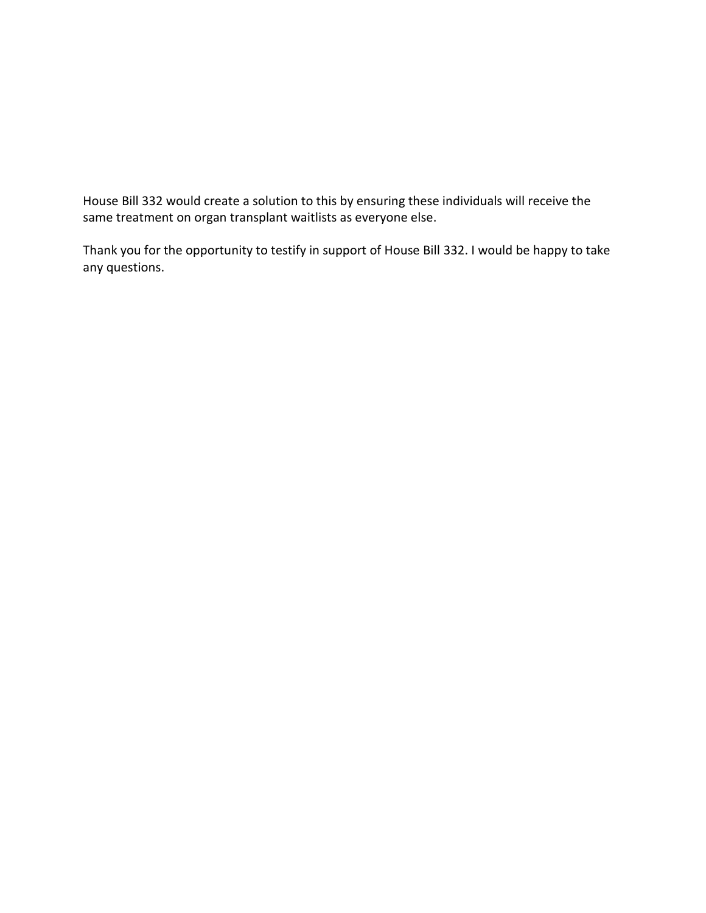House Bill 332 would create a solution to this by ensuring these individuals will receive the same treatment on organ transplant waitlists as everyone else.

Thank you for the opportunity to testify in support of House Bill 332. I would be happy to take any questions.